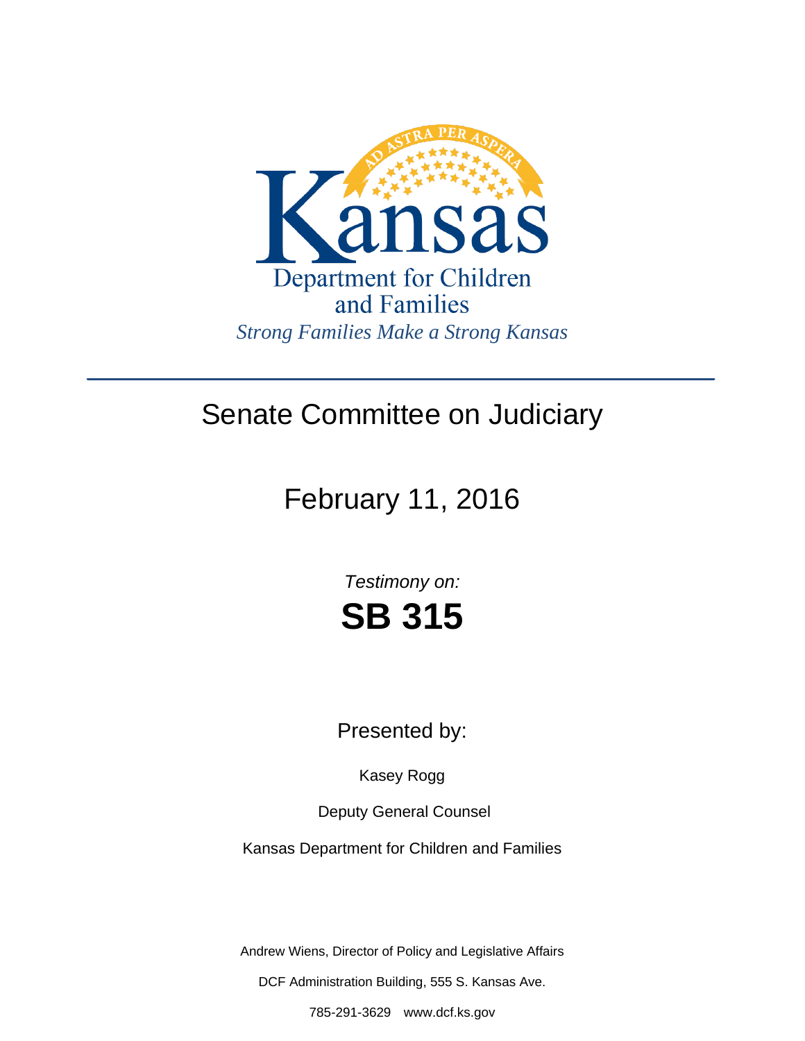AD ASTRA PER ASPERA

# Kansas

Department for Children and Families

*Strong Families Make a Strong Kansas*

---

## Senate Committee on Judiciary

## February 11, 2016

*Testimony on:*

# SB 315

Presented by:

Kasey Rogg

Deputy General Counsel

Kansas Department for Children and Families

Andrew Wiens, Director of Policy and Legislative Affairs

DCF Administration Building, 555 S. Kansas Ave.

785-291-3629 www.dcf.ks.gov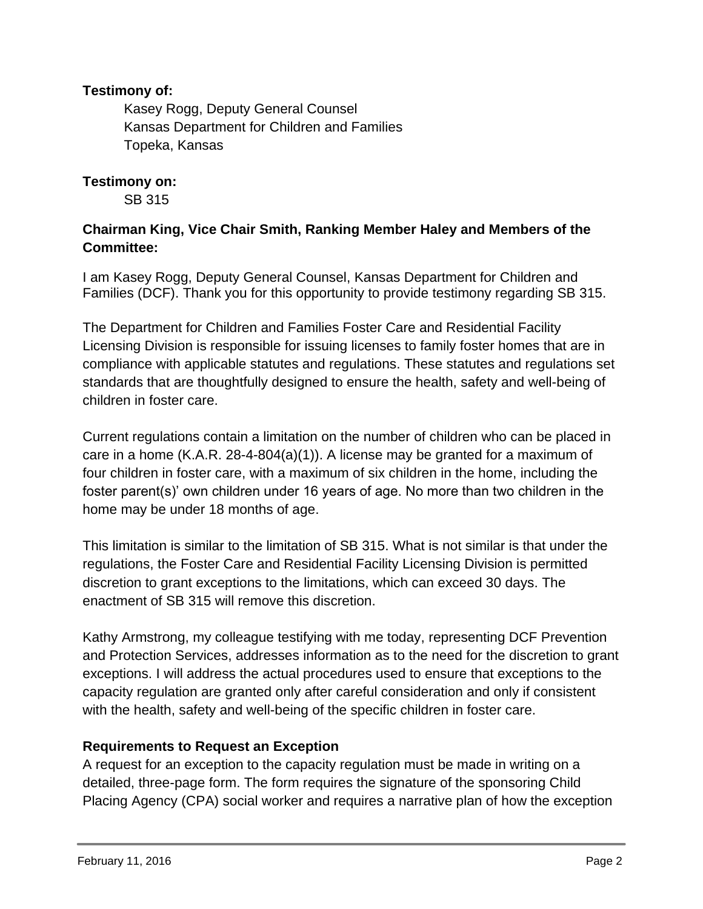**Testimony of:**

Kasey Rogg, Deputy General Counsel
Kansas Department for Children and Families
Topeka, Kansas

**Testimony on:**

SB 315

**Chairman King, Vice Chair Smith, Ranking Member Haley and Members of the Committee:**

I am Kasey Rogg, Deputy General Counsel, Kansas Department for Children and Families (DCF). Thank you for this opportunity to provide testimony regarding SB 315.

The Department for Children and Families Foster Care and Residential Facility Licensing Division is responsible for issuing licenses to family foster homes that are in compliance with applicable statutes and regulations. These statutes and regulations set standards that are thoughtfully designed to ensure the health, safety and well-being of children in foster care.

Current regulations contain a limitation on the number of children who can be placed in care in a home (K.A.R. 28-4-804(a)(1)). A license may be granted for a maximum of four children in foster care, with a maximum of six children in the home, including the foster parent(s)' own children under 16 years of age. No more than two children in the home may be under 18 months of age.

This limitation is similar to the limitation of SB 315. What is not similar is that under the regulations, the Foster Care and Residential Facility Licensing Division is permitted discretion to grant exceptions to the limitations, which can exceed 30 days. The enactment of SB 315 will remove this discretion.

Kathy Armstrong, my colleague testifying with me today, representing DCF Prevention and Protection Services, addresses information as to the need for the discretion to grant exceptions. I will address the actual procedures used to ensure that exceptions to the capacity regulation are granted only after careful consideration and only if consistent with the health, safety and well-being of the specific children in foster care.

**Requirements to Request an Exception**

A request for an exception to the capacity regulation must be made in writing on a detailed, three-page form. The form requires the signature of the sponsoring Child Placing Agency (CPA) social worker and requires a narrative plan of how the exception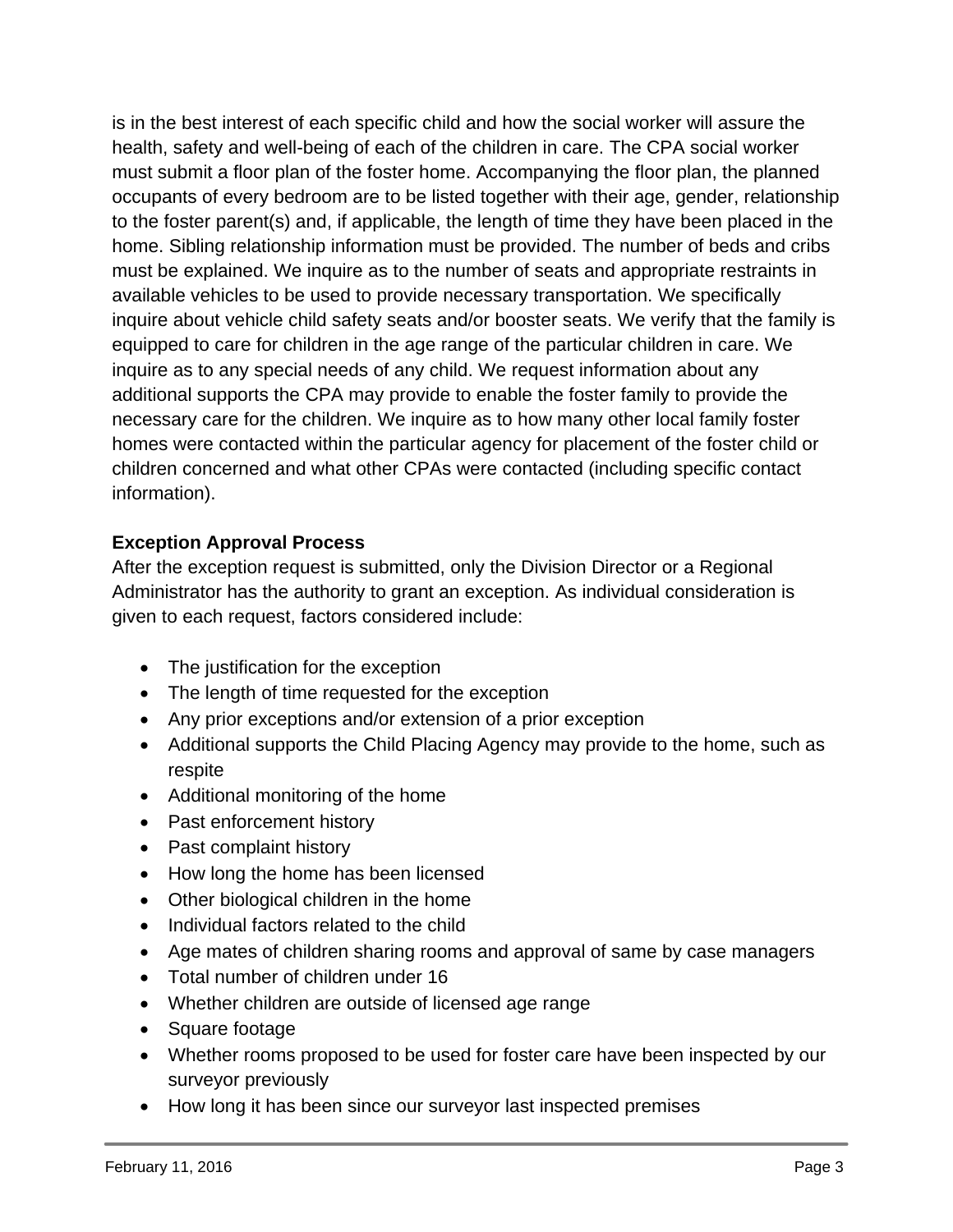is in the best interest of each specific child and how the social worker will assure the health, safety and well-being of each of the children in care. The CPA social worker must submit a floor plan of the foster home. Accompanying the floor plan, the planned occupants of every bedroom are to be listed together with their age, gender, relationship to the foster parent(s) and, if applicable, the length of time they have been placed in the home. Sibling relationship information must be provided. The number of beds and cribs must be explained. We inquire as to the number of seats and appropriate restraints in available vehicles to be used to provide necessary transportation. We specifically inquire about vehicle child safety seats and/or booster seats. We verify that the family is equipped to care for children in the age range of the particular children in care. We inquire as to any special needs of any child. We request information about any additional supports the CPA may provide to enable the foster family to provide the necessary care for the children. We inquire as to how many other local family foster homes were contacted within the particular agency for placement of the foster child or children concerned and what other CPAs were contacted (including specific contact information).

**Exception Approval Process**

After the exception request is submitted, only the Division Director or a Regional Administrator has the authority to grant an exception. As individual consideration is given to each request, factors considered include:

- The justification for the exception
- The length of time requested for the exception
- Any prior exceptions and/or extension of a prior exception
- Additional supports the Child Placing Agency may provide to the home, such as respite
- Additional monitoring of the home
- Past enforcement history
- Past complaint history
- How long the home has been licensed
- Other biological children in the home
- Individual factors related to the child
- Age mates of children sharing rooms and approval of same by case managers
- Total number of children under 16
- Whether children are outside of licensed age range
- Square footage
- Whether rooms proposed to be used for foster care have been inspected by our surveyor previously
- How long it has been since our surveyor last inspected premises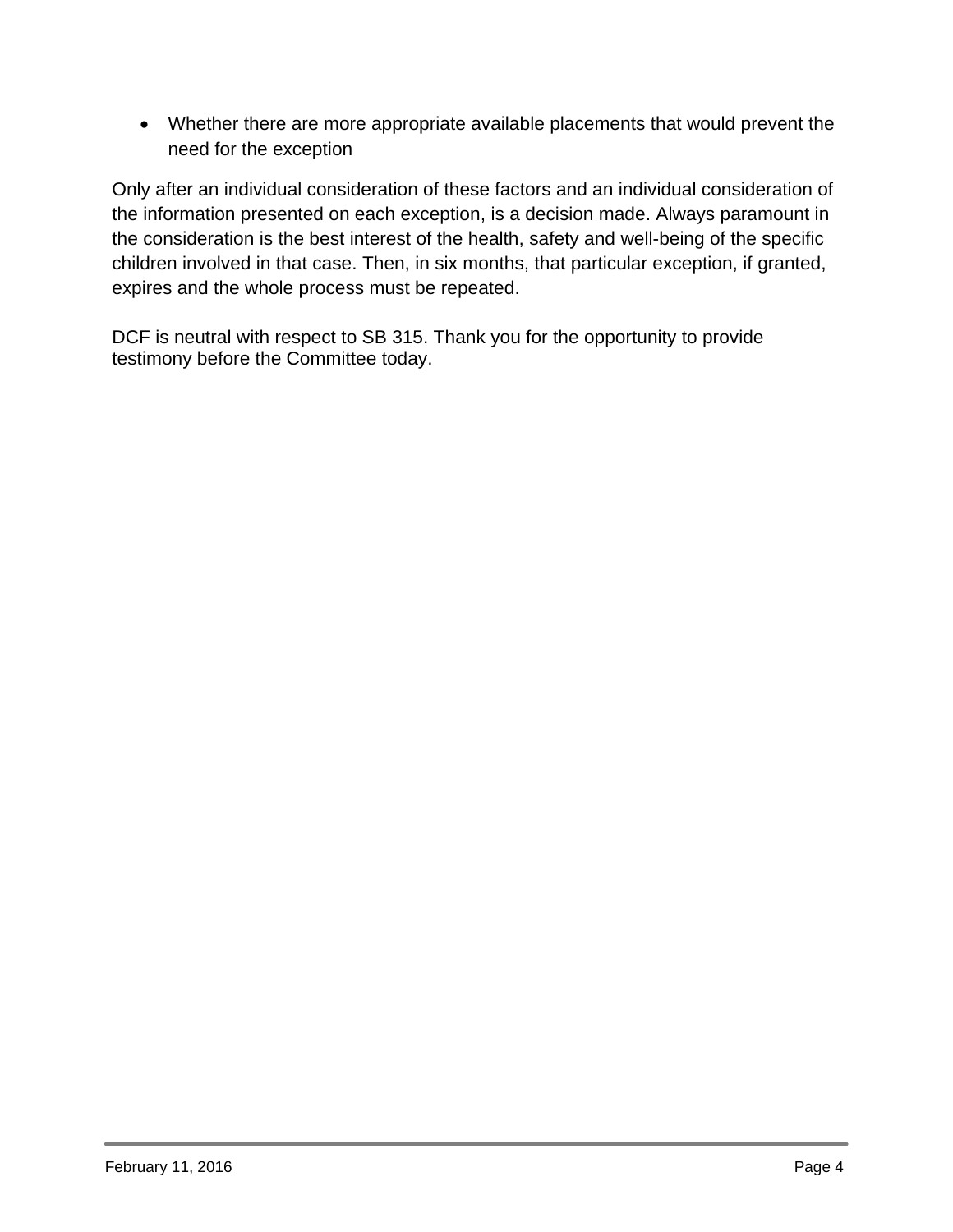- Whether there are more appropriate available placements that would prevent the need for the exception

Only after an individual consideration of these factors and an individual consideration of the information presented on each exception, is a decision made. Always paramount in the consideration is the best interest of the health, safety and well-being of the specific children involved in that case. Then, in six months, that particular exception, if granted, expires and the whole process must be repeated.

DCF is neutral with respect to SB 315. Thank you for the opportunity to provide testimony before the Committee today.